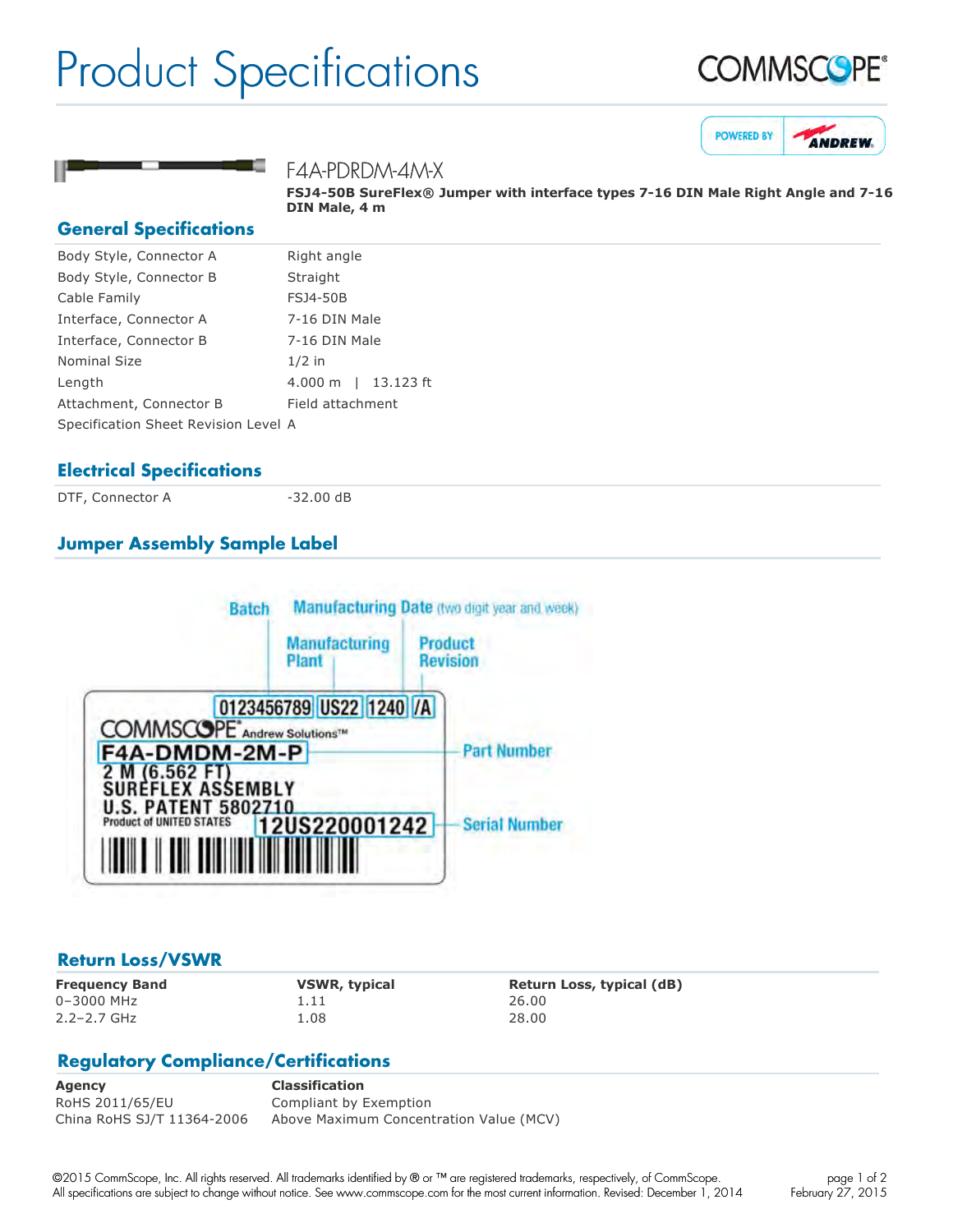# Product Specifications

## F4A-PDRDM-4M-X

**FSJ4-50B SureFlex® Jumper with interface types 7-16 DIN Male Right Angle and 7-16 DIN Male, 4 m**

## General Specifications

| | |
|---|---|
| Body Style, Connector A | Right angle |
| Body Style, Connector B | Straight |
| Cable Family | FSJ4-50B |
| Interface, Connector A | 7-16 DIN Male |
| Interface, Connector B | 7-16 DIN Male |
| Nominal Size | 1/2 in |
| Length | 4.000 m \| 13.123 ft |
| Attachment, Connector B | Field attachment |
| Specification Sheet Revision Level | A |

## Electrical Specifications

| | |
|---|---|
| DTF, Connector A | -32.00 dB |

## Jumper Assembly Sample Label

Batch — Manufacturing Date (two digit year and week) — Manufacturing Plant — Product Revision

0123456789 | US22 | 1240 | /A

COMMSCOPE® Andrew Solutions™

F4A-DMDM-2M-P — Part Number

2 M (6.562 FT)
SUREFLEX ASSEMBLY
U.S. PATENT 5802710
Product of UNITED STATES

12US220001242 — Serial Number

## Return Loss/VSWR

| Frequency Band | VSWR, typical | Return Loss, typical (dB) |
|---|---|---|
| 0–3000 MHz | 1.11 | 26.00 |
| 2.2–2.7 GHz | 1.08 | 28.00 |

## Regulatory Compliance/Certifications

| Agency | Classification |
|---|---|
| RoHS 2011/65/EU | Compliant by Exemption |
| China RoHS SJ/T 11364-2006 | Above Maximum Concentration Value (MCV) |

©2015 CommScope, Inc. All rights reserved. All trademarks identified by ® or ™ are registered trademarks, respectively, of CommScope. All specifications are subject to change without notice. See www.commscope.com for the most current information. Revised: December 1, 2014

February 27, 2015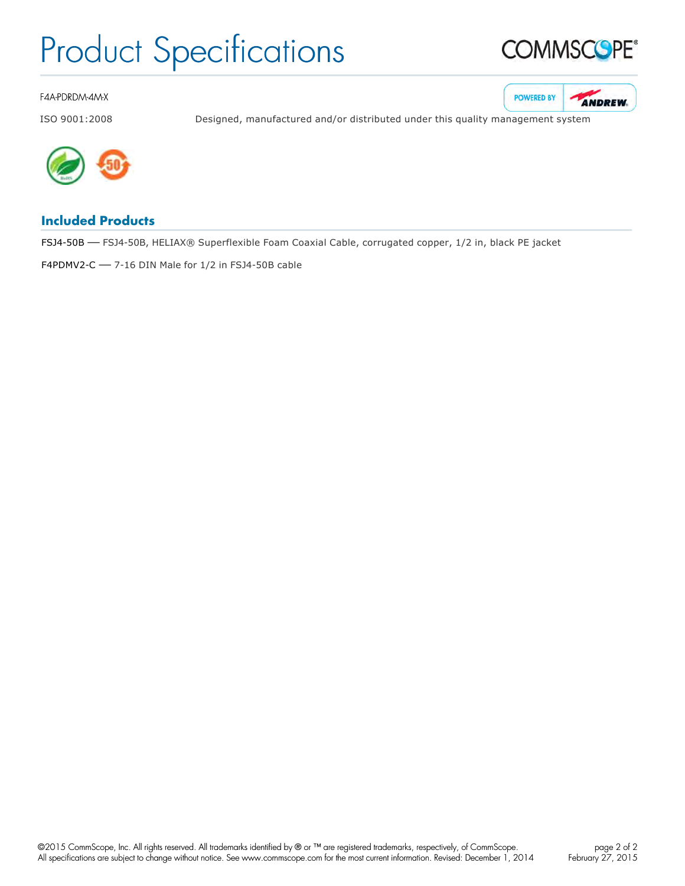# Product Specifications

F4A-PDRDM-4M-X

ISO 9001:2008 Designed, manufactured and/or distributed under this quality management system

## Included Products

FSJ4-50B — FSJ4-50B, HELIAX® Superflexible Foam Coaxial Cable, corrugated copper, 1/2 in, black PE jacket

F4PDMV2-C — 7-16 DIN Male for 1/2 in FSJ4-50B cable